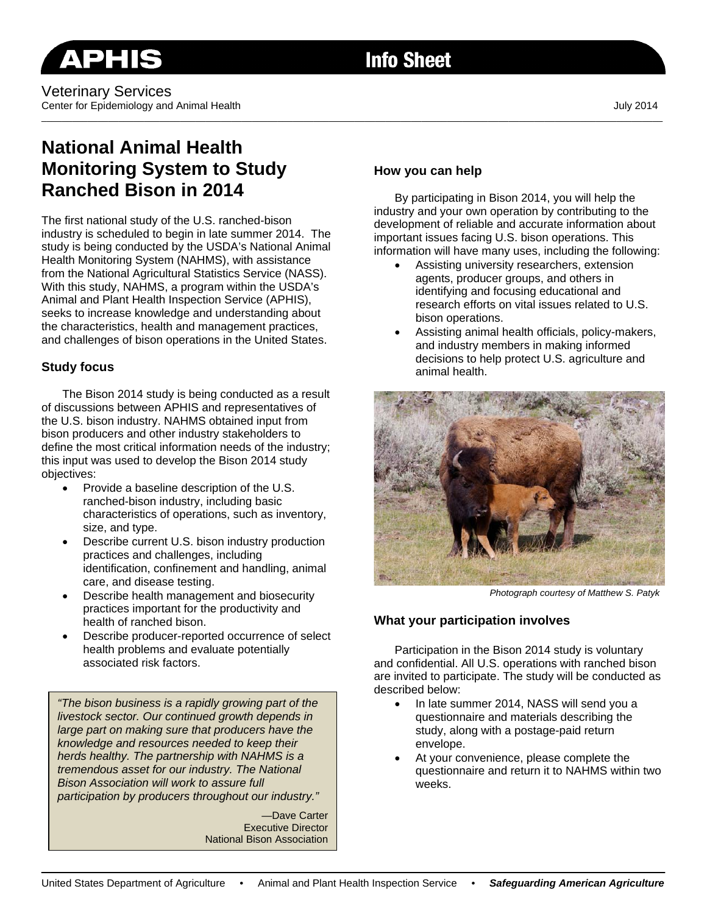**APHIS** **Info Sheet**

Veterinary Services
Center for Epidemiology and Animal Health

July 2014

# National Animal Health Monitoring System to Study Ranched Bison in 2014

The first national study of the U.S. ranched-bison industry is scheduled to begin in late summer 2014. The study is being conducted by the USDA's National Animal Health Monitoring System (NAHMS), with assistance from the National Agricultural Statistics Service (NASS). With this study, NAHMS, a program within the USDA's Animal and Plant Health Inspection Service (APHIS), seeks to increase knowledge and understanding about the characteristics, health and management practices, and challenges of bison operations in the United States.

## Study focus

The Bison 2014 study is being conducted as a result of discussions between APHIS and representatives of the U.S. bison industry. NAHMS obtained input from bison producers and other industry stakeholders to define the most critical information needs of the industry; this input was used to develop the Bison 2014 study objectives:

- Provide a baseline description of the U.S. ranched-bison industry, including basic characteristics of operations, such as inventory, size, and type.
- Describe current U.S. bison industry production practices and challenges, including identification, confinement and handling, animal care, and disease testing.
- Describe health management and biosecurity practices important for the productivity and health of ranched bison.
- Describe producer-reported occurrence of select health problems and evaluate potentially associated risk factors.

> *"The bison business is a rapidly growing part of the livestock sector. Our continued growth depends in large part on making sure that producers have the knowledge and resources needed to keep their herds healthy. The partnership with NAHMS is a tremendous asset for our industry. The National Bison Association will work to assure full participation by producers throughout our industry."*
>
> —Dave Carter
> Executive Director
> National Bison Association

## How you can help

By participating in Bison 2014, you will help the industry and your own operation by contributing to the development of reliable and accurate information about important issues facing U.S. bison operations. This information will have many uses, including the following:

- Assisting university researchers, extension agents, producer groups, and others in identifying and focusing educational and research efforts on vital issues related to U.S. bison operations.
- Assisting animal health officials, policy-makers, and industry members in making informed decisions to help protect U.S. agriculture and animal health.

*Photograph courtesy of Matthew S. Patyk*

## What your participation involves

Participation in the Bison 2014 study is voluntary and confidential. All U.S. operations with ranched bison are invited to participate. The study will be conducted as described below:

- In late summer 2014, NASS will send you a questionnaire and materials describing the study, along with a postage-paid return envelope.
- At your convenience, please complete the questionnaire and return it to NAHMS within two weeks.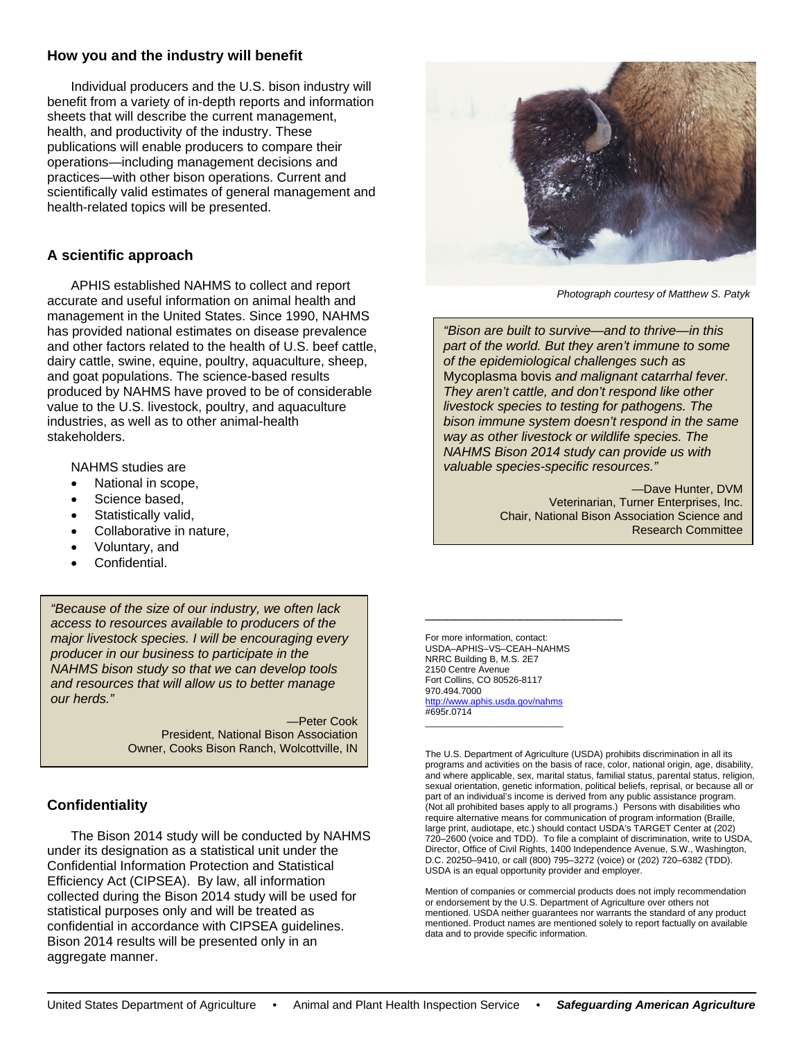## How you and the industry will benefit

Individual producers and the U.S. bison industry will benefit from a variety of in-depth reports and information sheets that will describe the current management, health, and productivity of the industry. These publications will enable producers to compare their operations—including management decisions and practices—with other bison operations. Current and scientifically valid estimates of general management and health-related topics will be presented.

## A scientific approach

APHIS established NAHMS to collect and report accurate and useful information on animal health and management in the United States. Since 1990, NAHMS has provided national estimates on disease prevalence and other factors related to the health of U.S. beef cattle, dairy cattle, swine, equine, poultry, aquaculture, sheep, and goat populations. The science-based results produced by NAHMS have proved to be of considerable value to the U.S. livestock, poultry, and aquaculture industries, as well as to other animal-health stakeholders.

NAHMS studies are

- National in scope,
- Science based,
- Statistically valid,
- Collaborative in nature,
- Voluntary, and
- Confidential.

*"Because of the size of our industry, we often lack access to resources available to producers of the major livestock species. I will be encouraging every producer in our business to participate in the NAHMS bison study so that we can develop tools and resources that will allow us to better manage our herds."*

—Peter Cook
President, National Bison Association
Owner, Cooks Bison Ranch, Wolcottville, IN

## Confidentiality

The Bison 2014 study will be conducted by NAHMS under its designation as a statistical unit under the Confidential Information Protection and Statistical Efficiency Act (CIPSEA). By law, all information collected during the Bison 2014 study will be used for statistical purposes only and will be treated as confidential in accordance with CIPSEA guidelines. Bison 2014 results will be presented only in an aggregate manner.

*Photograph courtesy of Matthew S. Patyk*

*"Bison are built to survive—and to thrive—in this part of the world. But they aren't immune to some of the epidemiological challenges such as* Mycoplasma bovis *and malignant catarrhal fever. They aren't cattle, and don't respond like other livestock species to testing for pathogens. The bison immune system doesn't respond in the same way as other livestock or wildlife species. The NAHMS Bison 2014 study can provide us with valuable species-specific resources."*

—Dave Hunter, DVM
Veterinarian, Turner Enterprises, Inc.
Chair, National Bison Association Science and Research Committee

For more information, contact:
USDA–APHIS–VS–CEAH–NAHMS
NRRC Building B, M.S. 2E7
2150 Centre Avenue
Fort Collins, CO 80526-8117
970.494.7000
http://www.aphis.usda.gov/nahms
#695r.0714

The U.S. Department of Agriculture (USDA) prohibits discrimination in all its programs and activities on the basis of race, color, national origin, age, disability, and where applicable, sex, marital status, familial status, parental status, religion, sexual orientation, genetic information, political beliefs, reprisal, or because all or part of an individual's income is derived from any public assistance program. (Not all prohibited bases apply to all programs.) Persons with disabilities who require alternative means for communication of program information (Braille, large print, audiotape, etc.) should contact USDA's TARGET Center at (202) 720–2600 (voice and TDD). To file a complaint of discrimination, write to USDA, Director, Office of Civil Rights, 1400 Independence Avenue, S.W., Washington, D.C. 20250–9410, or call (800) 795–3272 (voice) or (202) 720–6382 (TDD). USDA is an equal opportunity provider and employer.

Mention of companies or commercial products does not imply recommendation or endorsement by the U.S. Department of Agriculture over others not mentioned. USDA neither guarantees nor warrants the standard of any product mentioned. Product names are mentioned solely to report factually on available data and to provide specific information.

United States Department of Agriculture • Animal and Plant Health Inspection Service • ***Safeguarding American Agriculture***